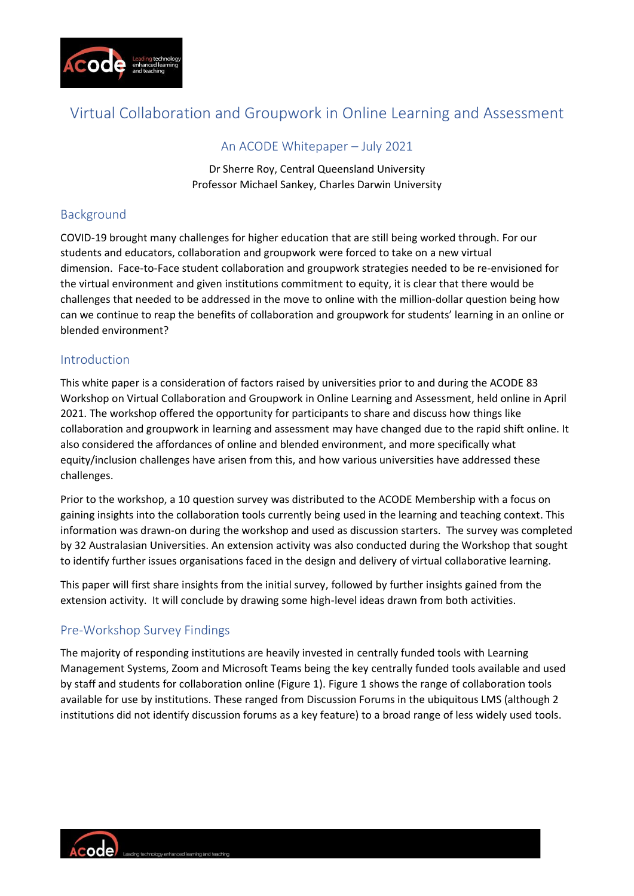# Virtual Collaboration and Groupwork in Online Learning and Assessment

## An ACODE Whitepaper – July 2021

Dr Sherre Roy, Central Queensland University
Professor Michael Sankey, Charles Darwin University

## Background

COVID-19 brought many challenges for higher education that are still being worked through. For our students and educators, collaboration and groupwork were forced to take on a new virtual dimension. Face-to-Face student collaboration and groupwork strategies needed to be re-envisioned for the virtual environment and given institutions commitment to equity, it is clear that there would be challenges that needed to be addressed in the move to online with the million-dollar question being how can we continue to reap the benefits of collaboration and groupwork for students' learning in an online or blended environment?

## Introduction

This white paper is a consideration of factors raised by universities prior to and during the ACODE 83 Workshop on Virtual Collaboration and Groupwork in Online Learning and Assessment, held online in April 2021. The workshop offered the opportunity for participants to share and discuss how things like collaboration and groupwork in learning and assessment may have changed due to the rapid shift online. It also considered the affordances of online and blended environment, and more specifically what equity/inclusion challenges have arisen from this, and how various universities have addressed these challenges.

Prior to the workshop, a 10 question survey was distributed to the ACODE Membership with a focus on gaining insights into the collaboration tools currently being used in the learning and teaching context. This information was drawn-on during the workshop and used as discussion starters. The survey was completed by 32 Australasian Universities. An extension activity was also conducted during the Workshop that sought to identify further issues organisations faced in the design and delivery of virtual collaborative learning.

This paper will first share insights from the initial survey, followed by further insights gained from the extension activity. It will conclude by drawing some high-level ideas drawn from both activities.

## Pre-Workshop Survey Findings

The majority of responding institutions are heavily invested in centrally funded tools with Learning Management Systems, Zoom and Microsoft Teams being the key centrally funded tools available and used by staff and students for collaboration online (Figure 1). Figure 1 shows the range of collaboration tools available for use by institutions. These ranged from Discussion Forums in the ubiquitous LMS (although 2 institutions did not identify discussion forums as a key feature) to a broad range of less widely used tools.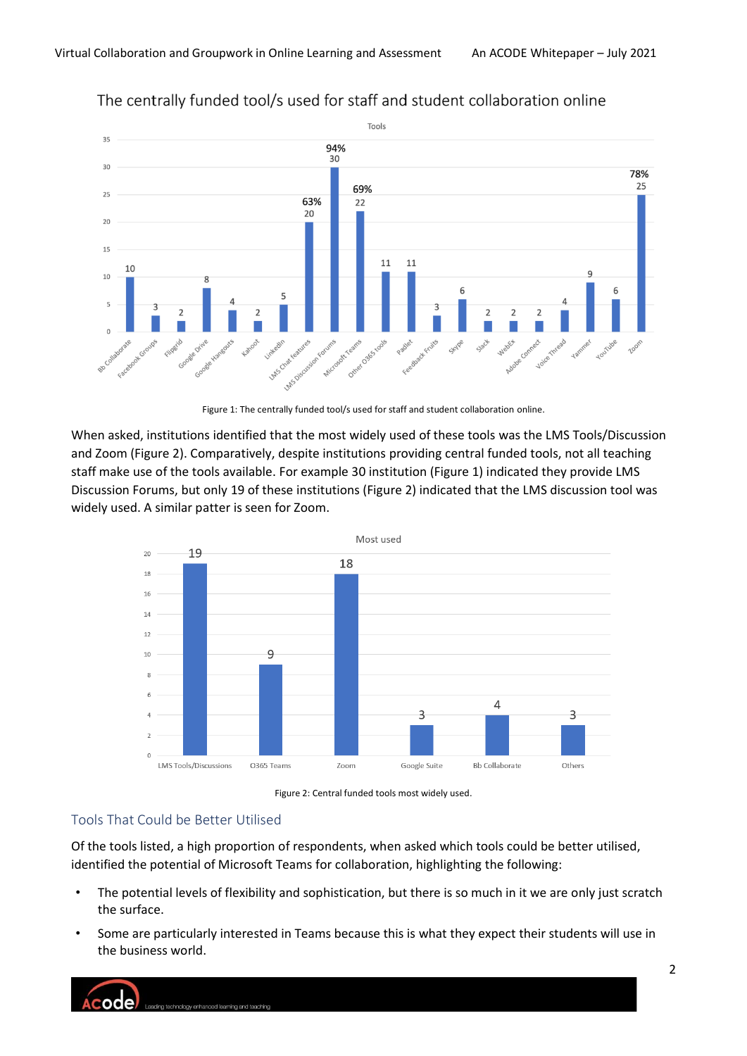The centrally funded tool/s used for staff and student collaboration online

| Tool | Count |
|---|---|
| Bb Collaborate | 10 |
| Facebook Groups | 3 |
| Flipgrid | 2 |
| Google Drive | 8 |
| Google Hangouts | 4 |
| Kahoot | 2 |
| LinkedIn | 5 |
| LMS Chat features | 20 (63%) |
| LMS Discussion Forums | 30 (94%) |
| Microsoft Teams | 22 (69%) |
| Other O365 tools | 11 |
| Padlet | 11 |
| Feedback Fruits | 3 |
| Skype | 6 |
| Slack | 2 |
| WebEx | 2 |
| Adobe Connect | 2 |
| Voice Thread | 4 |
| Yammer | 9 |
| YouTube | 6 |
| Zoom | 25 (78%) |

Figure 1: The centrally funded tool/s used for staff and student collaboration online.

When asked, institutions identified that the most widely used of these tools was the LMS Tools/Discussion and Zoom (Figure 2). Comparatively, despite institutions providing central funded tools, not all teaching staff make use of the tools available. For example 30 institution (Figure 1) indicated they provide LMS Discussion Forums, but only 19 of these institutions (Figure 2) indicated that the LMS discussion tool was widely used. A similar patter is seen for Zoom.

Most used

| Tool | Count |
|---|---|
| LMS Tools/Discussions | 19 |
| O365 Teams | 9 |
| Zoom | 18 |
| Google Suite | 3 |
| Bb Collaborate | 4 |
| Others | 3 |

Figure 2: Central funded tools most widely used.

## Tools That Could be Better Utilised

Of the tools listed, a high proportion of respondents, when asked which tools could be better utilised, identified the potential of Microsoft Teams for collaboration, highlighting the following:

- The potential levels of flexibility and sophistication, but there is so much in it we are only just scratch the surface.
- Some are particularly interested in Teams because this is what they expect their students will use in the business world.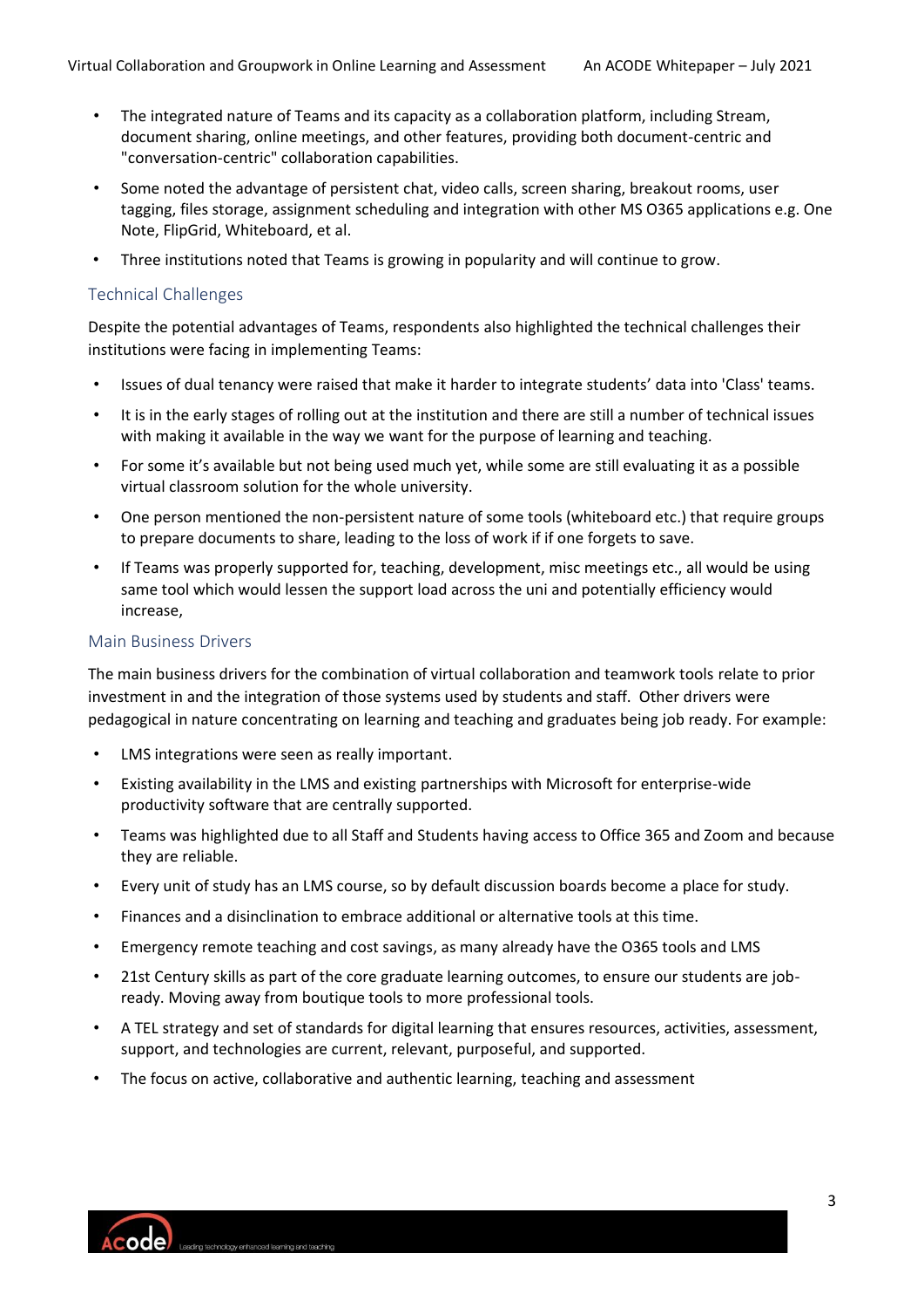- The integrated nature of Teams and its capacity as a collaboration platform, including Stream, document sharing, online meetings, and other features, providing both document-centric and "conversation-centric" collaboration capabilities.
- Some noted the advantage of persistent chat, video calls, screen sharing, breakout rooms, user tagging, files storage, assignment scheduling and integration with other MS O365 applications e.g. One Note, FlipGrid, Whiteboard, et al.
- Three institutions noted that Teams is growing in popularity and will continue to grow.

### Technical Challenges

Despite the potential advantages of Teams, respondents also highlighted the technical challenges their institutions were facing in implementing Teams:

- Issues of dual tenancy were raised that make it harder to integrate students' data into 'Class' teams.
- It is in the early stages of rolling out at the institution and there are still a number of technical issues with making it available in the way we want for the purpose of learning and teaching.
- For some it's available but not being used much yet, while some are still evaluating it as a possible virtual classroom solution for the whole university.
- One person mentioned the non-persistent nature of some tools (whiteboard etc.) that require groups to prepare documents to share, leading to the loss of work if if one forgets to save.
- If Teams was properly supported for, teaching, development, misc meetings etc., all would be using same tool which would lessen the support load across the uni and potentially efficiency would increase,

### Main Business Drivers

The main business drivers for the combination of virtual collaboration and teamwork tools relate to prior investment in and the integration of those systems used by students and staff. Other drivers were pedagogical in nature concentrating on learning and teaching and graduates being job ready. For example:

- LMS integrations were seen as really important.
- Existing availability in the LMS and existing partnerships with Microsoft for enterprise-wide productivity software that are centrally supported.
- Teams was highlighted due to all Staff and Students having access to Office 365 and Zoom and because they are reliable.
- Every unit of study has an LMS course, so by default discussion boards become a place for study.
- Finances and a disinclination to embrace additional or alternative tools at this time.
- Emergency remote teaching and cost savings, as many already have the O365 tools and LMS
- 21st Century skills as part of the core graduate learning outcomes, to ensure our students are job-ready. Moving away from boutique tools to more professional tools.
- A TEL strategy and set of standards for digital learning that ensures resources, activities, assessment, support, and technologies are current, relevant, purposeful, and supported.
- The focus on active, collaborative and authentic learning, teaching and assessment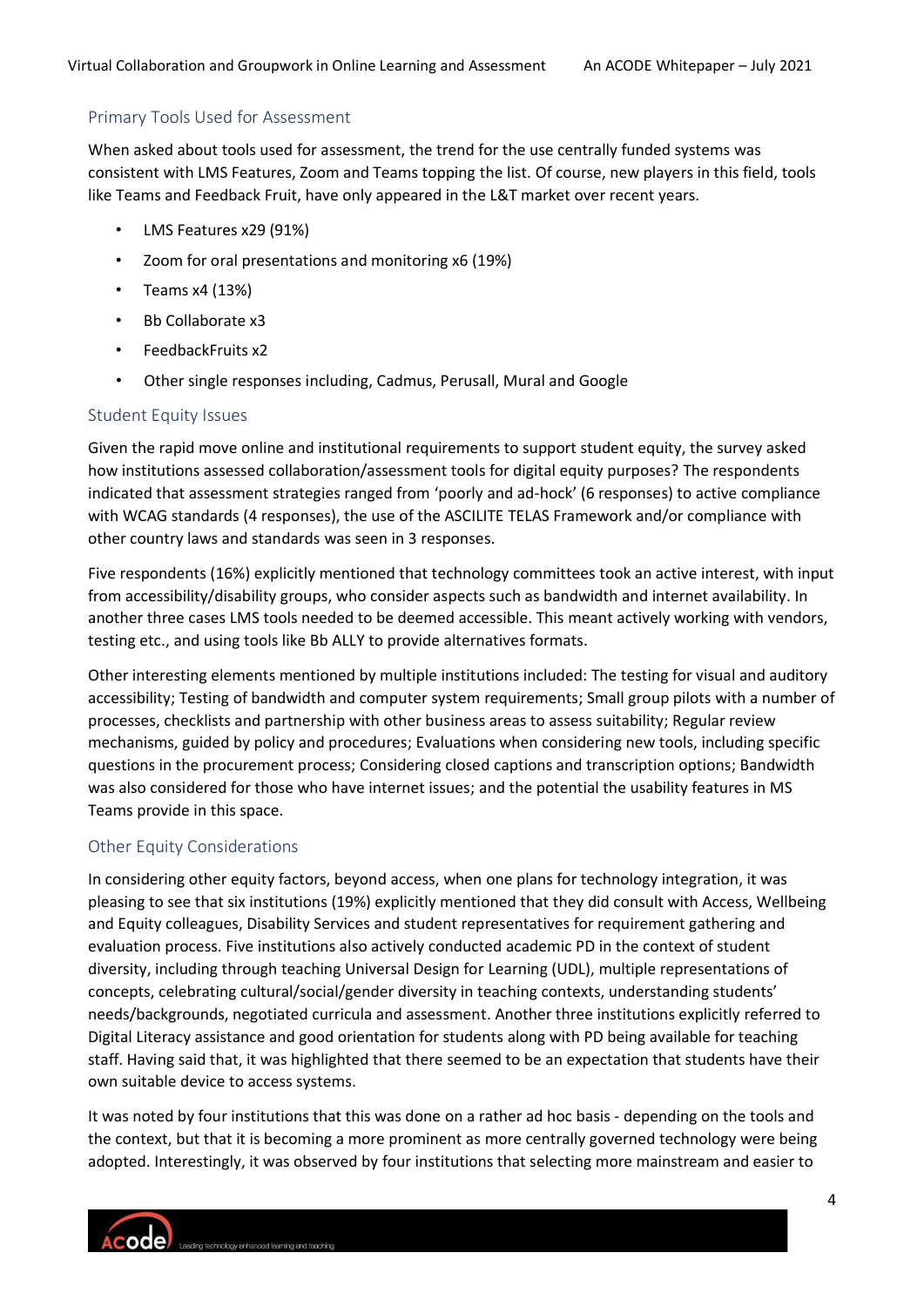## Primary Tools Used for Assessment

When asked about tools used for assessment, the trend for the use centrally funded systems was consistent with LMS Features, Zoom and Teams topping the list. Of course, new players in this field, tools like Teams and Feedback Fruit, have only appeared in the L&T market over recent years.

- LMS Features x29 (91%)
- Zoom for oral presentations and monitoring x6 (19%)
- Teams x4 (13%)
- Bb Collaborate x3
- FeedbackFruits x2
- Other single responses including, Cadmus, Perusall, Mural and Google

## Student Equity Issues

Given the rapid move online and institutional requirements to support student equity, the survey asked how institutions assessed collaboration/assessment tools for digital equity purposes? The respondents indicated that assessment strategies ranged from 'poorly and ad-hock' (6 responses) to active compliance with WCAG standards (4 responses), the use of the ASCILITE TELAS Framework and/or compliance with other country laws and standards was seen in 3 responses.

Five respondents (16%) explicitly mentioned that technology committees took an active interest, with input from accessibility/disability groups, who consider aspects such as bandwidth and internet availability. In another three cases LMS tools needed to be deemed accessible. This meant actively working with vendors, testing etc., and using tools like Bb ALLY to provide alternatives formats.

Other interesting elements mentioned by multiple institutions included: The testing for visual and auditory accessibility; Testing of bandwidth and computer system requirements; Small group pilots with a number of processes, checklists and partnership with other business areas to assess suitability; Regular review mechanisms, guided by policy and procedures; Evaluations when considering new tools, including specific questions in the procurement process; Considering closed captions and transcription options; Bandwidth was also considered for those who have internet issues; and the potential the usability features in MS Teams provide in this space.

## Other Equity Considerations

In considering other equity factors, beyond access, when one plans for technology integration, it was pleasing to see that six institutions (19%) explicitly mentioned that they did consult with Access, Wellbeing and Equity colleagues, Disability Services and student representatives for requirement gathering and evaluation process. Five institutions also actively conducted academic PD in the context of student diversity, including through teaching Universal Design for Learning (UDL), multiple representations of concepts, celebrating cultural/social/gender diversity in teaching contexts, understanding students' needs/backgrounds, negotiated curricula and assessment. Another three institutions explicitly referred to Digital Literacy assistance and good orientation for students along with PD being available for teaching staff. Having said that, it was highlighted that there seemed to be an expectation that students have their own suitable device to access systems.

It was noted by four institutions that this was done on a rather ad hoc basis - depending on the tools and the context, but that it is becoming a more prominent as more centrally governed technology were being adopted. Interestingly, it was observed by four institutions that selecting more mainstream and easier to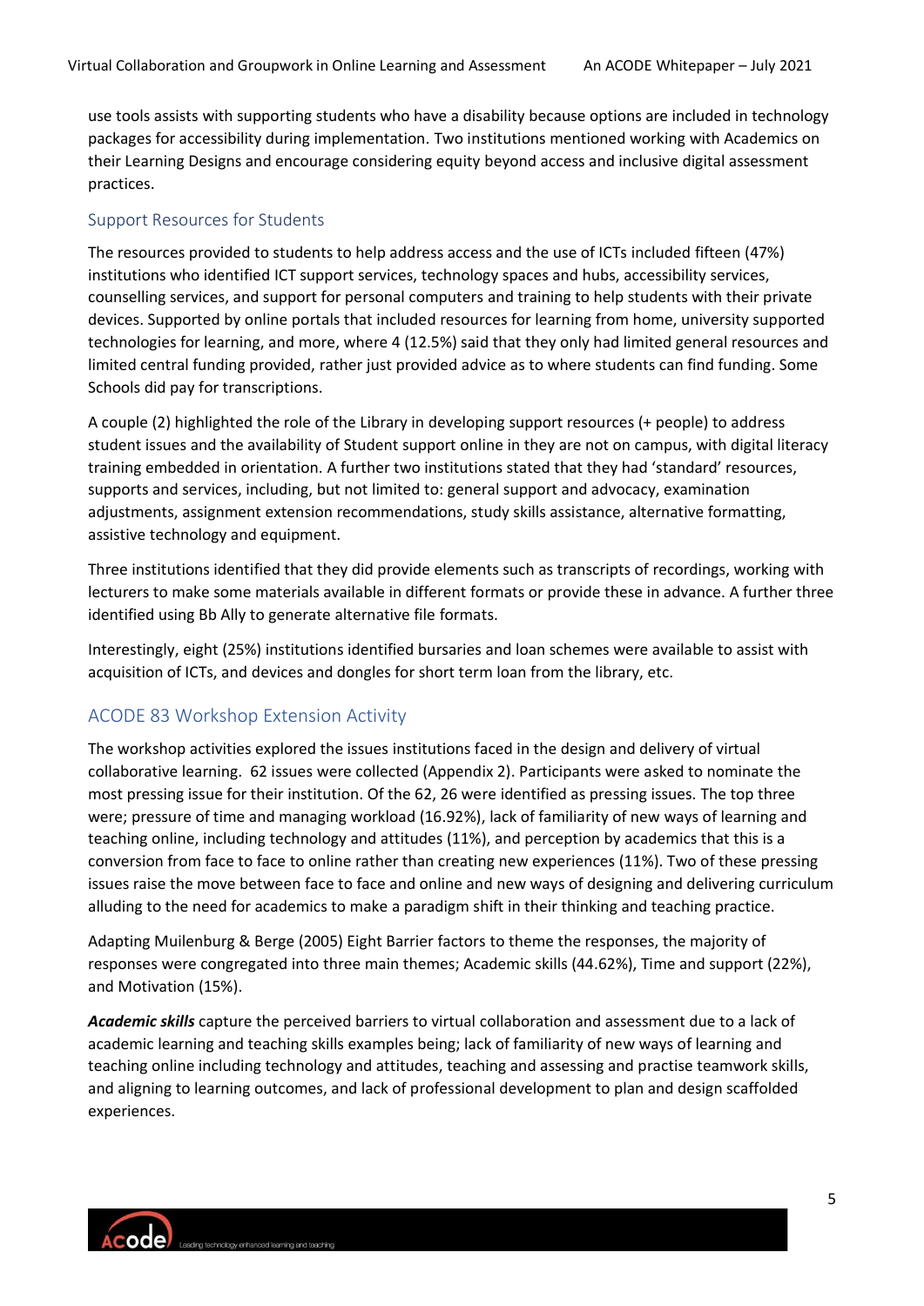use tools assists with supporting students who have a disability because options are included in technology packages for accessibility during implementation. Two institutions mentioned working with Academics on their Learning Designs and encourage considering equity beyond access and inclusive digital assessment practices.

### Support Resources for Students

The resources provided to students to help address access and the use of ICTs included fifteen (47%) institutions who identified ICT support services, technology spaces and hubs, accessibility services, counselling services, and support for personal computers and training to help students with their private devices. Supported by online portals that included resources for learning from home, university supported technologies for learning, and more, where 4 (12.5%) said that they only had limited general resources and limited central funding provided, rather just provided advice as to where students can find funding. Some Schools did pay for transcriptions.

A couple (2) highlighted the role of the Library in developing support resources (+ people) to address student issues and the availability of Student support online in they are not on campus, with digital literacy training embedded in orientation. A further two institutions stated that they had 'standard' resources, supports and services, including, but not limited to: general support and advocacy, examination adjustments, assignment extension recommendations, study skills assistance, alternative formatting, assistive technology and equipment.

Three institutions identified that they did provide elements such as transcripts of recordings, working with lecturers to make some materials available in different formats or provide these in advance. A further three identified using Bb Ally to generate alternative file formats.

Interestingly, eight (25%) institutions identified bursaries and loan schemes were available to assist with acquisition of ICTs, and devices and dongles for short term loan from the library, etc.

## ACODE 83 Workshop Extension Activity

The workshop activities explored the issues institutions faced in the design and delivery of virtual collaborative learning. 62 issues were collected (Appendix 2). Participants were asked to nominate the most pressing issue for their institution. Of the 62, 26 were identified as pressing issues. The top three were; pressure of time and managing workload (16.92%), lack of familiarity of new ways of learning and teaching online, including technology and attitudes (11%), and perception by academics that this is a conversion from face to face to online rather than creating new experiences (11%). Two of these pressing issues raise the move between face to face and online and new ways of designing and delivering curriculum alluding to the need for academics to make a paradigm shift in their thinking and teaching practice.

Adapting Muilenburg & Berge (2005) Eight Barrier factors to theme the responses, the majority of responses were congregated into three main themes; Academic skills (44.62%), Time and support (22%), and Motivation (15%).

***Academic skills*** capture the perceived barriers to virtual collaboration and assessment due to a lack of academic learning and teaching skills examples being; lack of familiarity of new ways of learning and teaching online including technology and attitudes, teaching and assessing and practise teamwork skills, and aligning to learning outcomes, and lack of professional development to plan and design scaffolded experiences.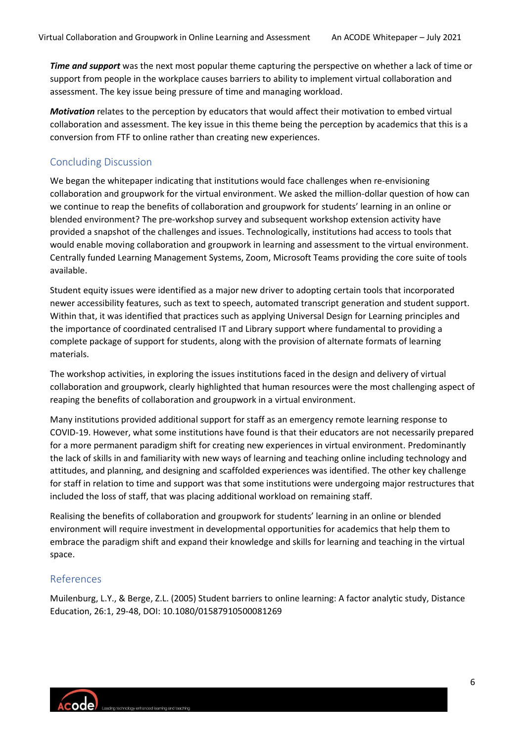***Time and support*** was the next most popular theme capturing the perspective on whether a lack of time or support from people in the workplace causes barriers to ability to implement virtual collaboration and assessment. The key issue being pressure of time and managing workload.

***Motivation*** relates to the perception by educators that would affect their motivation to embed virtual collaboration and assessment. The key issue in this theme being the perception by academics that this is a conversion from FTF to online rather than creating new experiences.

## Concluding Discussion

We began the whitepaper indicating that institutions would face challenges when re-envisioning collaboration and groupwork for the virtual environment. We asked the million-dollar question of how can we continue to reap the benefits of collaboration and groupwork for students' learning in an online or blended environment? The pre-workshop survey and subsequent workshop extension activity have provided a snapshot of the challenges and issues. Technologically, institutions had access to tools that would enable moving collaboration and groupwork in learning and assessment to the virtual environment. Centrally funded Learning Management Systems, Zoom, Microsoft Teams providing the core suite of tools available.

Student equity issues were identified as a major new driver to adopting certain tools that incorporated newer accessibility features, such as text to speech, automated transcript generation and student support. Within that, it was identified that practices such as applying Universal Design for Learning principles and the importance of coordinated centralised IT and Library support where fundamental to providing a complete package of support for students, along with the provision of alternate formats of learning materials.

The workshop activities, in exploring the issues institutions faced in the design and delivery of virtual collaboration and groupwork, clearly highlighted that human resources were the most challenging aspect of reaping the benefits of collaboration and groupwork in a virtual environment.

Many institutions provided additional support for staff as an emergency remote learning response to COVID-19. However, what some institutions have found is that their educators are not necessarily prepared for a more permanent paradigm shift for creating new experiences in virtual environment. Predominantly the lack of skills in and familiarity with new ways of learning and teaching online including technology and attitudes, and planning, and designing and scaffolded experiences was identified. The other key challenge for staff in relation to time and support was that some institutions were undergoing major restructures that included the loss of staff, that was placing additional workload on remaining staff.

Realising the benefits of collaboration and groupwork for students' learning in an online or blended environment will require investment in developmental opportunities for academics that help them to embrace the paradigm shift and expand their knowledge and skills for learning and teaching in the virtual space.

## References

Muilenburg, L.Y., & Berge, Z.L. (2005) Student barriers to online learning: A factor analytic study, Distance Education, 26:1, 29-48, DOI: 10.1080/01587910500081269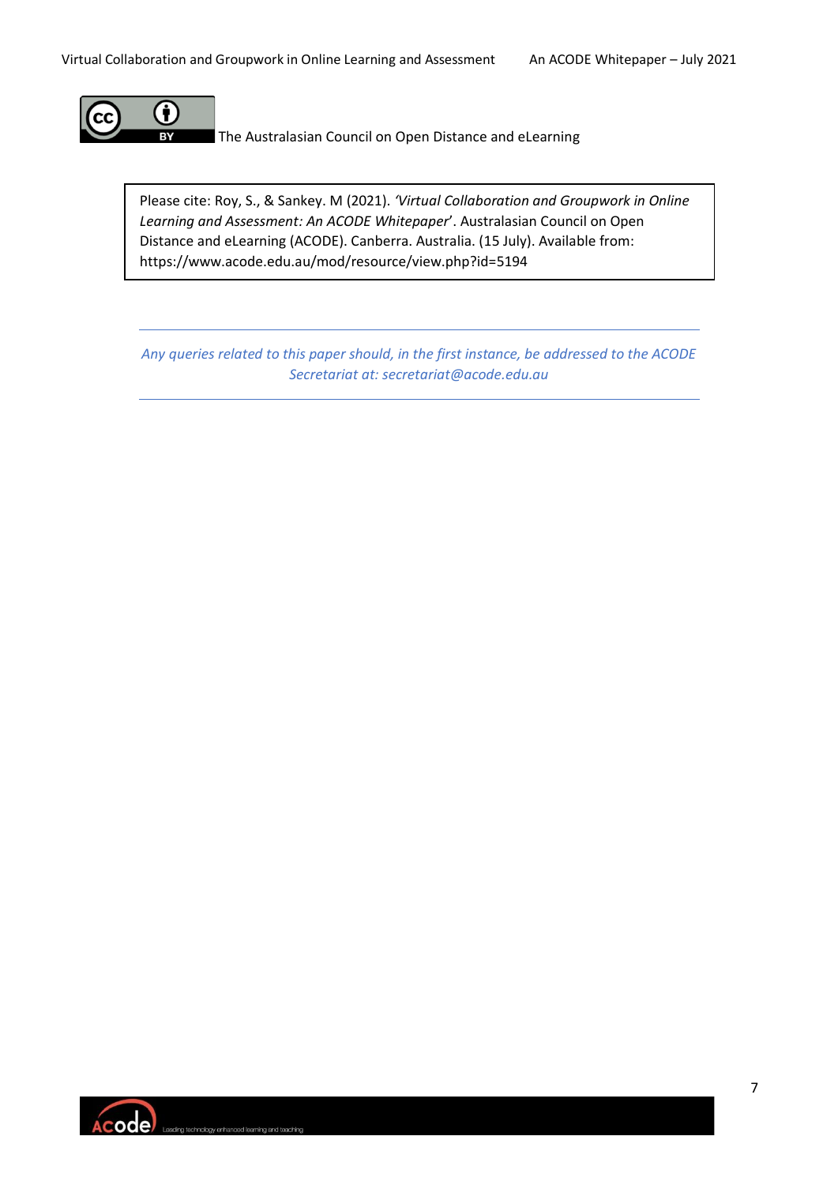The Australasian Council on Open Distance and eLearning

Please cite: Roy, S., & Sankey. M (2021). *'Virtual Collaboration and Groupwork in Online Learning and Assessment: An ACODE Whitepaper'*. Australasian Council on Open Distance and eLearning (ACODE). Canberra. Australia. (15 July). Available from: https://www.acode.edu.au/mod/resource/view.php?id=5194

---

*Any queries related to this paper should, in the first instance, be addressed to the ACODE Secretariat at: secretariat@acode.edu.au*

---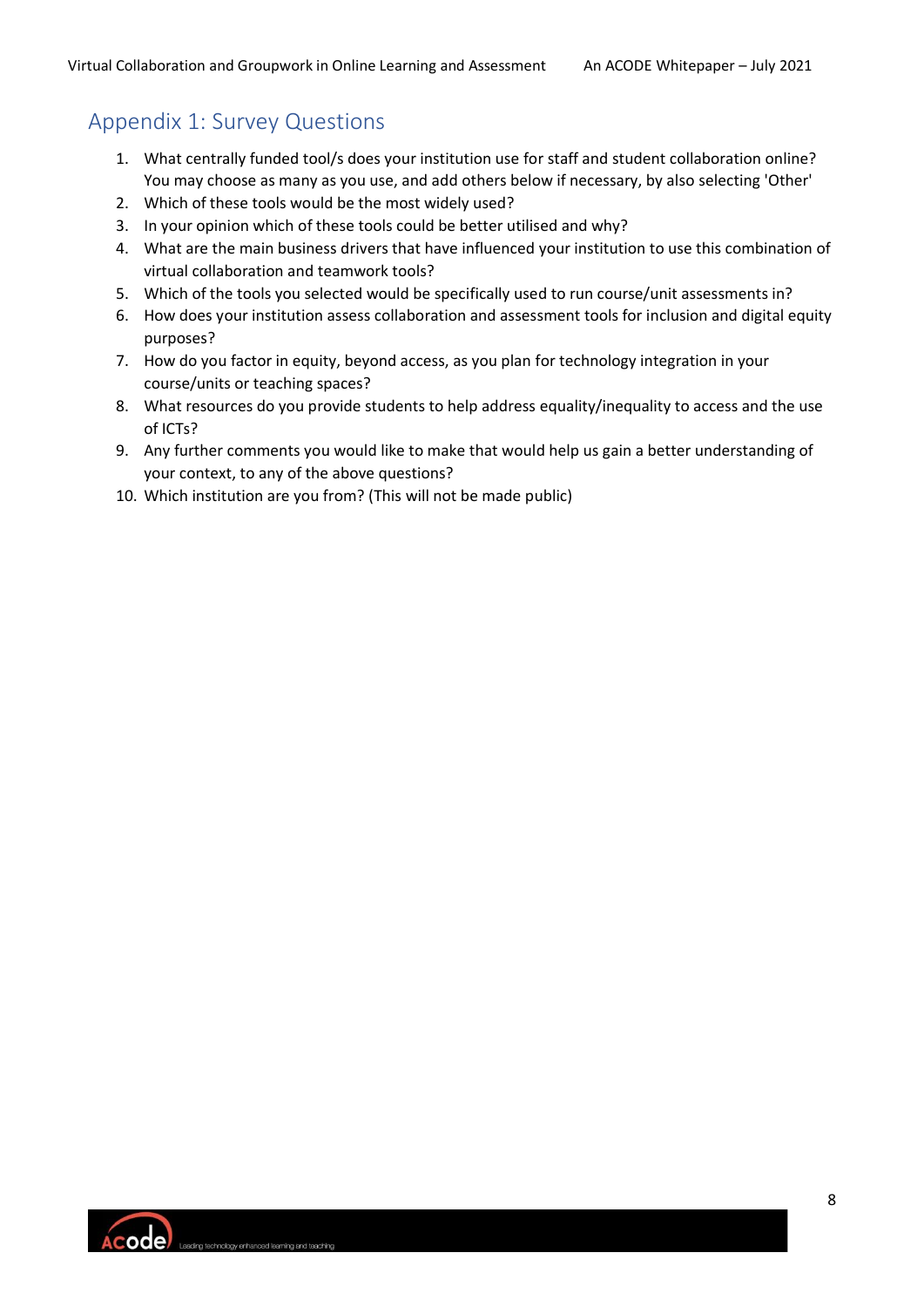## Appendix 1: Survey Questions

1. What centrally funded tool/s does your institution use for staff and student collaboration online? You may choose as many as you use, and add others below if necessary, by also selecting 'Other'
2. Which of these tools would be the most widely used?
3. In your opinion which of these tools could be better utilised and why?
4. What are the main business drivers that have influenced your institution to use this combination of virtual collaboration and teamwork tools?
5. Which of the tools you selected would be specifically used to run course/unit assessments in?
6. How does your institution assess collaboration and assessment tools for inclusion and digital equity purposes?
7. How do you factor in equity, beyond access, as you plan for technology integration in your course/units or teaching spaces?
8. What resources do you provide students to help address equality/inequality to access and the use of ICTs?
9. Any further comments you would like to make that would help us gain a better understanding of your context, to any of the above questions?
10. Which institution are you from? (This will not be made public)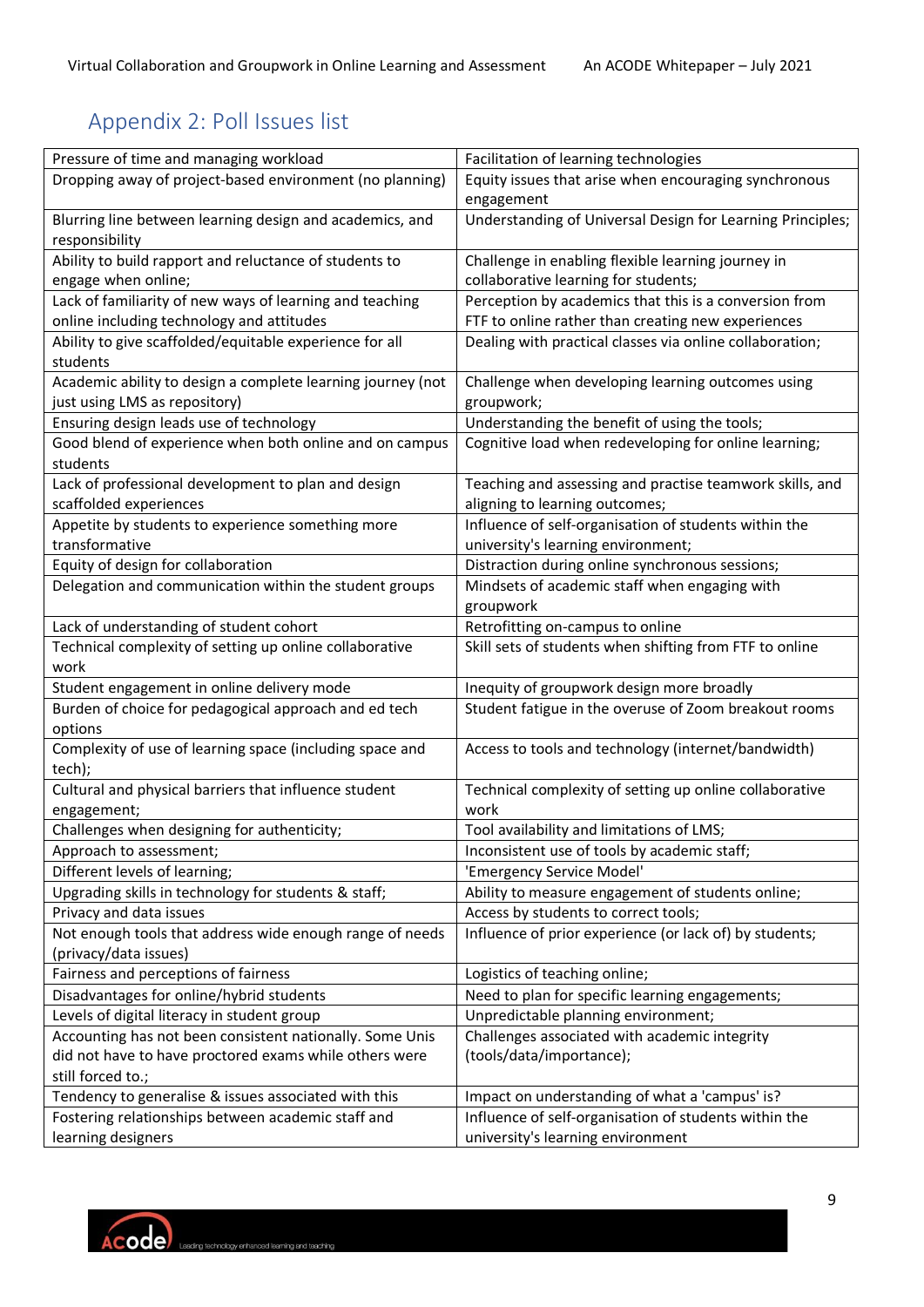## Appendix 2: Poll Issues list

| | |
|---|---|
| Pressure of time and managing workload | Facilitation of learning technologies |
| Dropping away of project-based environment (no planning) | Equity issues that arise when encouraging synchronous engagement |
| Blurring line between learning design and academics, and responsibility | Understanding of Universal Design for Learning Principles; |
| Ability to build rapport and reluctance of students to engage when online; | Challenge in enabling flexible learning journey in collaborative learning for students; |
| Lack of familiarity of new ways of learning and teaching online including technology and attitudes | Perception by academics that this is a conversion from FTF to online rather than creating new experiences |
| Ability to give scaffolded/equitable experience for all students | Dealing with practical classes via online collaboration; |
| Academic ability to design a complete learning journey (not just using LMS as repository) | Challenge when developing learning outcomes using groupwork; |
| Ensuring design leads use of technology | Understanding the benefit of using the tools; |
| Good blend of experience when both online and on campus students | Cognitive load when redeveloping for online learning; |
| Lack of professional development to plan and design scaffolded experiences | Teaching and assessing and practise teamwork skills, and aligning to learning outcomes; |
| Appetite by students to experience something more transformative | Influence of self-organisation of students within the university's learning environment; |
| Equity of design for collaboration | Distraction during online synchronous sessions; |
| Delegation and communication within the student groups | Mindsets of academic staff when engaging with groupwork |
| Lack of understanding of student cohort | Retrofitting on-campus to online |
| Technical complexity of setting up online collaborative work | Skill sets of students when shifting from FTF to online |
| Student engagement in online delivery mode | Inequity of groupwork design more broadly |
| Burden of choice for pedagogical approach and ed tech options | Student fatigue in the overuse of Zoom breakout rooms |
| Complexity of use of learning space (including space and tech); | Access to tools and technology (internet/bandwidth) |
| Cultural and physical barriers that influence student engagement; | Technical complexity of setting up online collaborative work |
| Challenges when designing for authenticity; | Tool availability and limitations of LMS; |
| Approach to assessment; | Inconsistent use of tools by academic staff; |
| Different levels of learning; | 'Emergency Service Model' |
| Upgrading skills in technology for students & staff; | Ability to measure engagement of students online; |
| Privacy and data issues | Access by students to correct tools; |
| Not enough tools that address wide enough range of needs (privacy/data issues) | Influence of prior experience (or lack of) by students; |
| Fairness and perceptions of fairness | Logistics of teaching online; |
| Disadvantages for online/hybrid students | Need to plan for specific learning engagements; |
| Levels of digital literacy in student group | Unpredictable planning environment; |
| Accounting has not been consistent nationally. Some Unis did not have to have proctored exams while others were still forced to.; | Challenges associated with academic integrity (tools/data/importance); |
| Tendency to generalise & issues associated with this | Impact on understanding of what a 'campus' is? |
| Fostering relationships between academic staff and learning designers | Influence of self-organisation of students within the university's learning environment |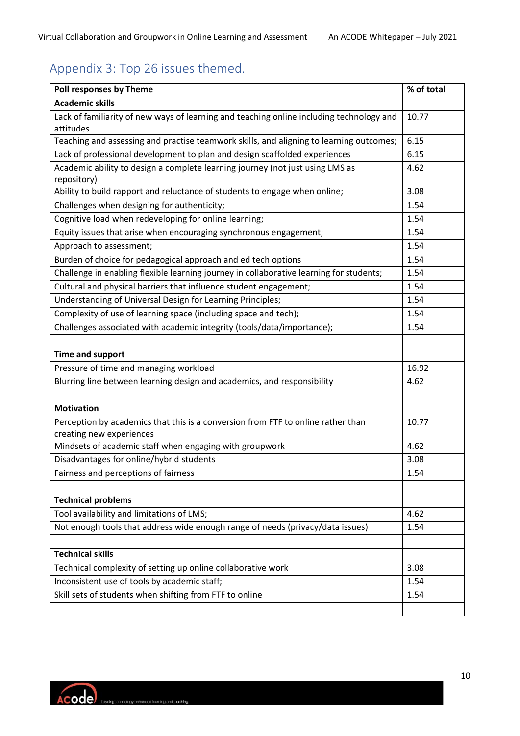## Appendix 3: Top 26 issues themed.

| Poll responses by Theme | % of total |
|---|---|
| **Academic skills** | |
| Lack of familiarity of new ways of learning and teaching online including technology and attitudes | 10.77 |
| Teaching and assessing and practise teamwork skills, and aligning to learning outcomes; | 6.15 |
| Lack of professional development to plan and design scaffolded experiences | 6.15 |
| Academic ability to design a complete learning journey (not just using LMS as repository) | 4.62 |
| Ability to build rapport and reluctance of students to engage when online; | 3.08 |
| Challenges when designing for authenticity; | 1.54 |
| Cognitive load when redeveloping for online learning; | 1.54 |
| Equity issues that arise when encouraging synchronous engagement; | 1.54 |
| Approach to assessment; | 1.54 |
| Burden of choice for pedagogical approach and ed tech options | 1.54 |
| Challenge in enabling flexible learning journey in collaborative learning for students; | 1.54 |
| Cultural and physical barriers that influence student engagement; | 1.54 |
| Understanding of Universal Design for Learning Principles; | 1.54 |
| Complexity of use of learning space (including space and tech); | 1.54 |
| Challenges associated with academic integrity (tools/data/importance); | 1.54 |
| | |
| **Time and support** | |
| Pressure of time and managing workload | 16.92 |
| Blurring line between learning design and academics, and responsibility | 4.62 |
| | |
| **Motivation** | |
| Perception by academics that this is a conversion from FTF to online rather than creating new experiences | 10.77 |
| Mindsets of academic staff when engaging with groupwork | 4.62 |
| Disadvantages for online/hybrid students | 3.08 |
| Fairness and perceptions of fairness | 1.54 |
| | |
| **Technical problems** | |
| Tool availability and limitations of LMS; | 4.62 |
| Not enough tools that address wide enough range of needs (privacy/data issues) | 1.54 |
| | |
| **Technical skills** | |
| Technical complexity of setting up online collaborative work | 3.08 |
| Inconsistent use of tools by academic staff; | 1.54 |
| Skill sets of students when shifting from FTF to online | 1.54 |
| | |